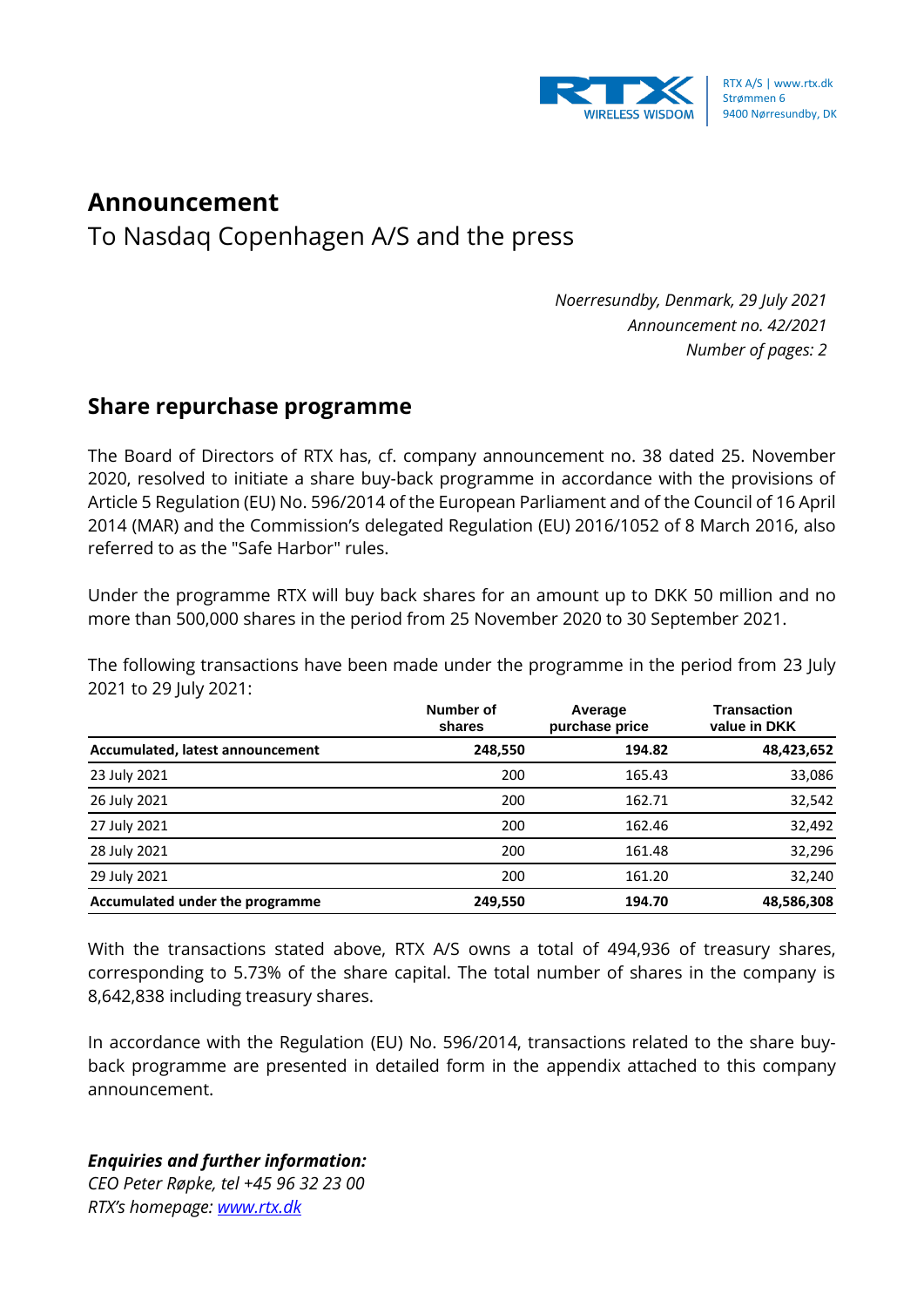RTX A/S | www.rtx.dk
Strømmen 6
9400 Nørresundby, DK

# Announcement

To Nasdaq Copenhagen A/S and the press

*Noerresundby, Denmark, 29 July 2021*
*Announcement no. 42/2021*
*Number of pages: 2*

## Share repurchase programme

The Board of Directors of RTX has, cf. company announcement no. 38 dated 25. November 2020, resolved to initiate a share buy-back programme in accordance with the provisions of Article 5 Regulation (EU) No. 596/2014 of the European Parliament and of the Council of 16 April 2014 (MAR) and the Commission's delegated Regulation (EU) 2016/1052 of 8 March 2016, also referred to as the "Safe Harbor" rules.

Under the programme RTX will buy back shares for an amount up to DKK 50 million and no more than 500,000 shares in the period from 25 November 2020 to 30 September 2021.

The following transactions have been made under the programme in the period from 23 July 2021 to 29 July 2021:

| | Number of shares | Average purchase price | Transaction value in DKK |
|---|---|---|---|
| **Accumulated, latest announcement** | **248,550** | **194.82** | **48,423,652** |
| 23 July 2021 | 200 | 165.43 | 33,086 |
| 26 July 2021 | 200 | 162.71 | 32,542 |
| 27 July 2021 | 200 | 162.46 | 32,492 |
| 28 July 2021 | 200 | 161.48 | 32,296 |
| 29 July 2021 | 200 | 161.20 | 32,240 |
| **Accumulated under the programme** | **249,550** | **194.70** | **48,586,308** |

With the transactions stated above, RTX A/S owns a total of 494,936 of treasury shares, corresponding to 5.73% of the share capital. The total number of shares in the company is 8,642,838 including treasury shares.

In accordance with the Regulation (EU) No. 596/2014, transactions related to the share buy-back programme are presented in detailed form in the appendix attached to this company announcement.

***Enquiries and further information:***
*CEO Peter Røpke, tel +45 96 32 23 00*
*RTX's homepage: [www.rtx.dk](http://www.rtx.dk)*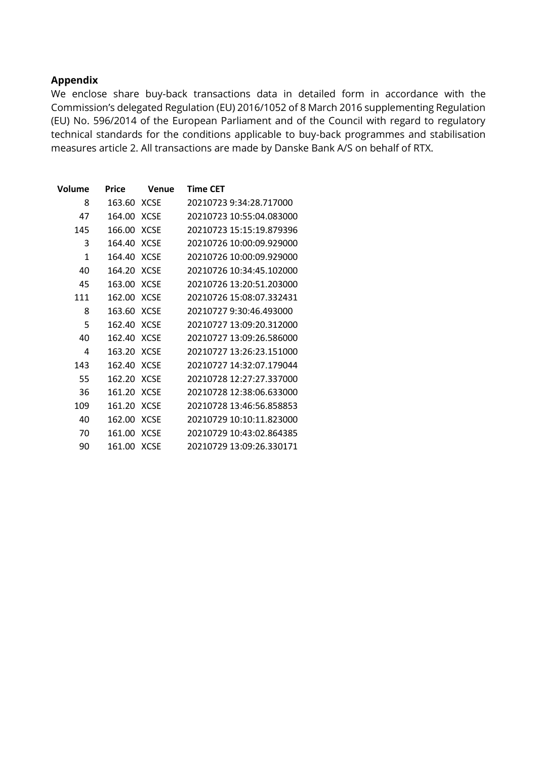**Appendix**

We enclose share buy-back transactions data in detailed form in accordance with the Commission's delegated Regulation (EU) 2016/1052 of 8 March 2016 supplementing Regulation (EU) No. 596/2014 of the European Parliament and of the Council with regard to regulatory technical standards for the conditions applicable to buy-back programmes and stabilisation measures article 2. All transactions are made by Danske Bank A/S on behalf of RTX.

| Volume | Price | Venue | Time CET |
|---|---|---|---|
| 8 | 163.60 | XCSE | 20210723 9:34:28.717000 |
| 47 | 164.00 | XCSE | 20210723 10:55:04.083000 |
| 145 | 166.00 | XCSE | 20210723 15:15:19.879396 |
| 3 | 164.40 | XCSE | 20210726 10:00:09.929000 |
| 1 | 164.40 | XCSE | 20210726 10:00:09.929000 |
| 40 | 164.20 | XCSE | 20210726 10:34:45.102000 |
| 45 | 163.00 | XCSE | 20210726 13:20:51.203000 |
| 111 | 162.00 | XCSE | 20210726 15:08:07.332431 |
| 8 | 163.60 | XCSE | 20210727 9:30:46.493000 |
| 5 | 162.40 | XCSE | 20210727 13:09:20.312000 |
| 40 | 162.40 | XCSE | 20210727 13:09:26.586000 |
| 4 | 163.20 | XCSE | 20210727 13:26:23.151000 |
| 143 | 162.40 | XCSE | 20210727 14:32:07.179044 |
| 55 | 162.20 | XCSE | 20210728 12:27:27.337000 |
| 36 | 161.20 | XCSE | 20210728 12:38:06.633000 |
| 109 | 161.20 | XCSE | 20210728 13:46:56.858853 |
| 40 | 162.00 | XCSE | 20210729 10:10:11.823000 |
| 70 | 161.00 | XCSE | 20210729 10:43:02.864385 |
| 90 | 161.00 | XCSE | 20210729 13:09:26.330171 |